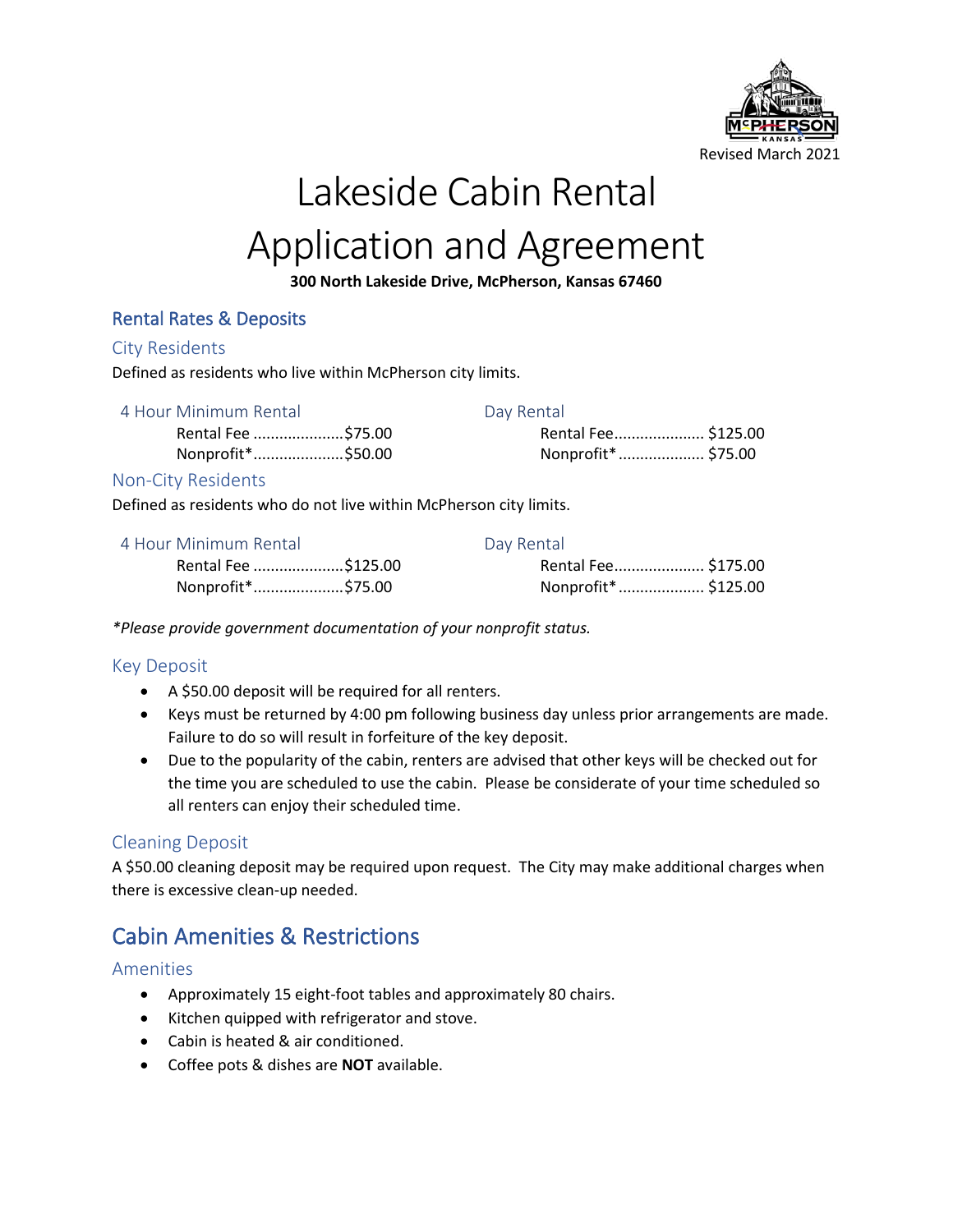Revised March 2021

# Lakeside Cabin Rental Application and Agreement

**300 North Lakeside Drive, McPherson, Kansas 67460**

## Rental Rates & Deposits

### City Residents

Defined as residents who live within McPherson city limits.

| 4 Hour Minimum Rental | | Day Rental | |
|---|---|---|---|
| Rental Fee | $75.00 | Rental Fee | $125.00 |
| Nonprofit* | $50.00 | Nonprofit* | $75.00 |

### Non-City Residents

Defined as residents who do not live within McPherson city limits.

| 4 Hour Minimum Rental | | Day Rental | |
|---|---|---|---|
| Rental Fee | $125.00 | Rental Fee | $175.00 |
| Nonprofit* | $75.00 | Nonprofit* | $125.00 |

*\*Please provide government documentation of your nonprofit status.*

### Key Deposit

- A $50.00 deposit will be required for all renters.
- Keys must be returned by 4:00 pm following business day unless prior arrangements are made. Failure to do so will result in forfeiture of the key deposit.
- Due to the popularity of the cabin, renters are advised that other keys will be checked out for the time you are scheduled to use the cabin. Please be considerate of your time scheduled so all renters can enjoy their scheduled time.

### Cleaning Deposit

A $50.00 cleaning deposit may be required upon request. The City may make additional charges when there is excessive clean-up needed.

## Cabin Amenities & Restrictions

### Amenities

- Approximately 15 eight-foot tables and approximately 80 chairs.
- Kitchen quipped with refrigerator and stove.
- Cabin is heated & air conditioned.
- Coffee pots & dishes are **NOT** available.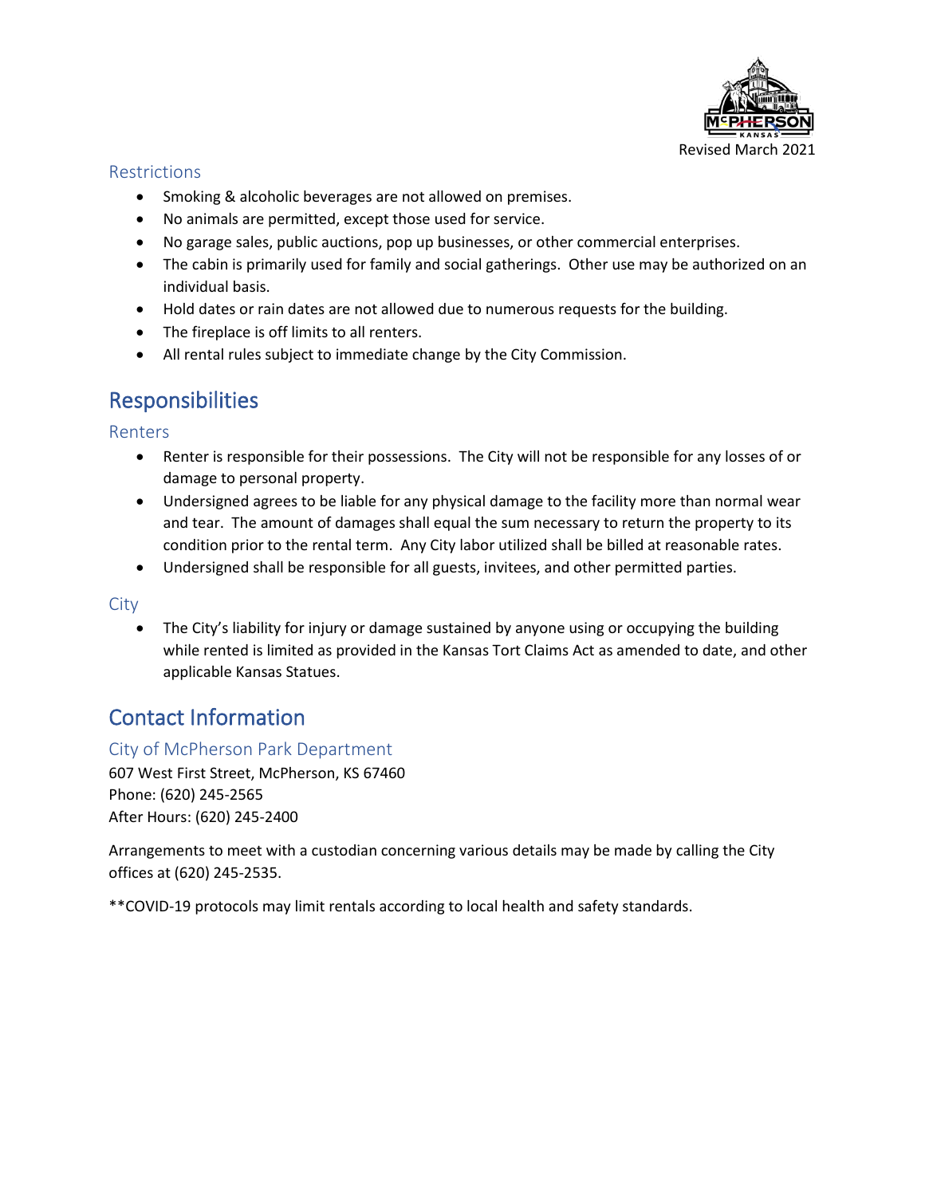Revised March 2021

### Restrictions

- Smoking & alcoholic beverages are not allowed on premises.
- No animals are permitted, except those used for service.
- No garage sales, public auctions, pop up businesses, or other commercial enterprises.
- The cabin is primarily used for family and social gatherings. Other use may be authorized on an individual basis.
- Hold dates or rain dates are not allowed due to numerous requests for the building.
- The fireplace is off limits to all renters.
- All rental rules subject to immediate change by the City Commission.

## Responsibilities

### Renters

- Renter is responsible for their possessions. The City will not be responsible for any losses of or damage to personal property.
- Undersigned agrees to be liable for any physical damage to the facility more than normal wear and tear. The amount of damages shall equal the sum necessary to return the property to its condition prior to the rental term. Any City labor utilized shall be billed at reasonable rates.
- Undersigned shall be responsible for all guests, invitees, and other permitted parties.

### City

- The City's liability for injury or damage sustained by anyone using or occupying the building while rented is limited as provided in the Kansas Tort Claims Act as amended to date, and other applicable Kansas Statues.

## Contact Information

### City of McPherson Park Department

607 West First Street, McPherson, KS 67460
Phone: (620) 245-2565
After Hours: (620) 245-2400

Arrangements to meet with a custodian concerning various details may be made by calling the City offices at (620) 245-2535.

**COVID-19 protocols may limit rentals according to local health and safety standards.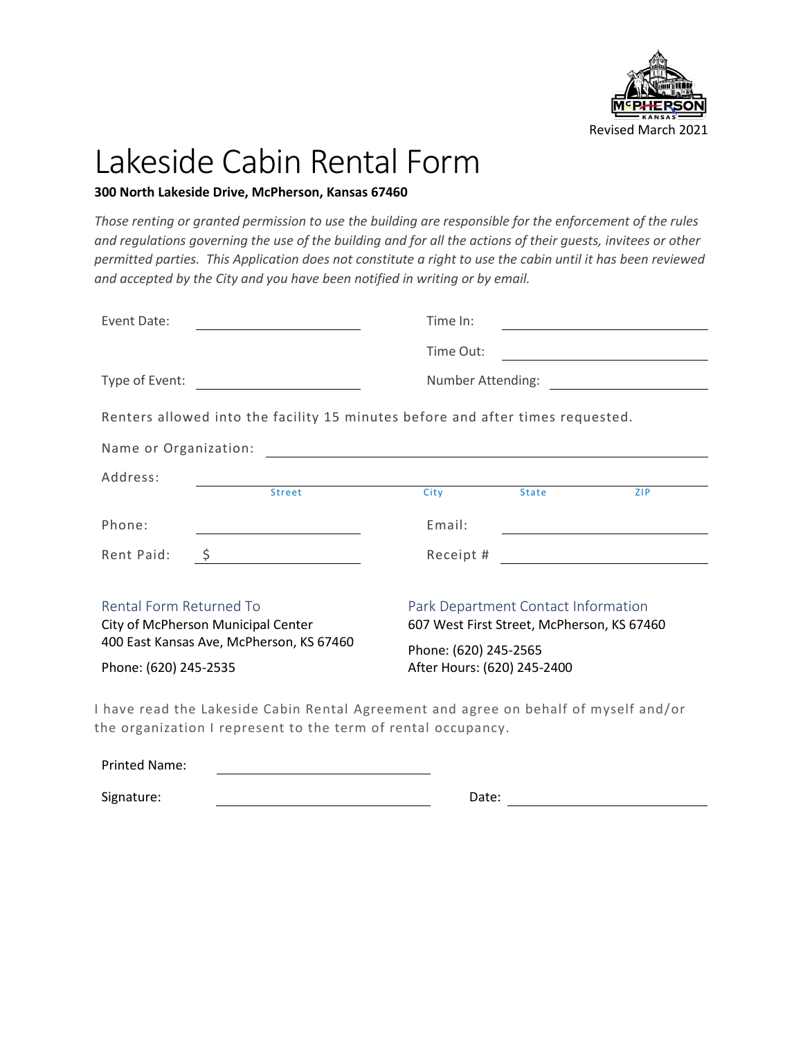Revised March 2021

# Lakeside Cabin Rental Form

**300 North Lakeside Drive, McPherson, Kansas 67460**

*Those renting or granted permission to use the building are responsible for the enforcement of the rules and regulations governing the use of the building and for all the actions of their guests, invitees or other permitted parties. This Application does not constitute a right to use the cabin until it has been reviewed and accepted by the City and you have been notified in writing or by email.*

Event Date: ____________________  Time In: ____________________

Time Out: ____________________

Type of Event: ____________________  Number Attending: ____________________

Renters allowed into the facility 15 minutes before and after times requested.

Name or Organization: ________________________________________

Address: ________________________________________
Street  City  State  ZIP

Phone: ____________________  Email: ____________________

Rent Paid: $ ____________________  Receipt # ____________________

## Rental Form Returned To

City of McPherson Municipal Center
400 East Kansas Ave, McPherson, KS 67460

Phone: (620) 245-2535

## Park Department Contact Information

607 West First Street, McPherson, KS 67460

Phone: (620) 245-2565
After Hours: (620) 245-2400

I have read the Lakeside Cabin Rental Agreement and agree on behalf of myself and/or the organization I represent to the term of rental occupancy.

Printed Name: ____________________

Signature: ____________________  Date: ____________________